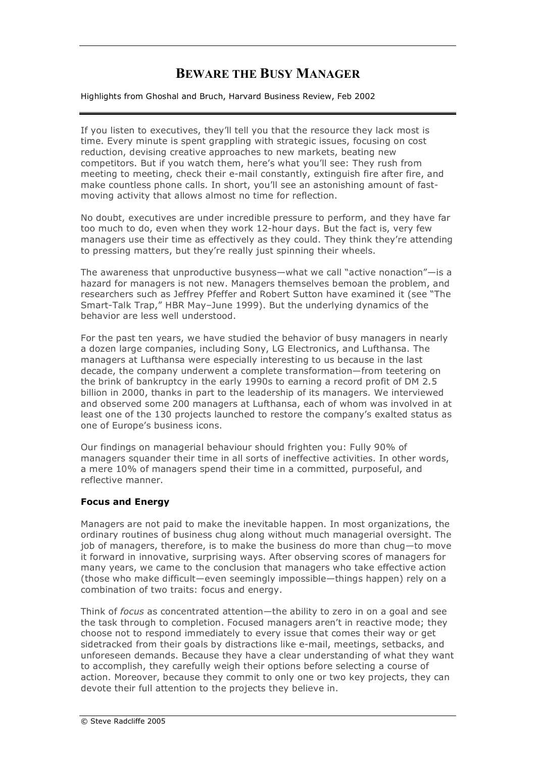# BEWARE THE BUSY MANAGER

Highlights from Ghoshal and Bruch, Harvard Business Review, Feb 2002

If you listen to executives, they'll tell you that the resource they lack most is time. Every minute is spent grappling with strategic issues, focusing on cost reduction, devising creative approaches to new markets, beating new competitors. But if you watch them, here's what you'll see: They rush from meeting to meeting, check their e-mail constantly, extinguish fire after fire, and make countless phone calls. In short, you'll see an astonishing amount of fast-moving activity that allows almost no time for reflection.

No doubt, executives are under incredible pressure to perform, and they have far too much to do, even when they work 12-hour days. But the fact is, very few managers use their time as effectively as they could. They think they're attending to pressing matters, but they're really just spinning their wheels.

The awareness that unproductive busyness—what we call "active nonaction"—is a hazard for managers is not new. Managers themselves bemoan the problem, and researchers such as Jeffrey Pfeffer and Robert Sutton have examined it (see "The Smart-Talk Trap," HBR May–June 1999). But the underlying dynamics of the behavior are less well understood.

For the past ten years, we have studied the behavior of busy managers in nearly a dozen large companies, including Sony, LG Electronics, and Lufthansa. The managers at Lufthansa were especially interesting to us because in the last decade, the company underwent a complete transformation—from teetering on the brink of bankruptcy in the early 1990s to earning a record profit of DM 2.5 billion in 2000, thanks in part to the leadership of its managers. We interviewed and observed some 200 managers at Lufthansa, each of whom was involved in at least one of the 130 projects launched to restore the company's exalted status as one of Europe's business icons.

Our findings on managerial behaviour should frighten you: Fully 90% of managers squander their time in all sorts of ineffective activities. In other words, a mere 10% of managers spend their time in a committed, purposeful, and reflective manner.

**Focus and Energy**

Managers are not paid to make the inevitable happen. In most organizations, the ordinary routines of business chug along without much managerial oversight. The job of managers, therefore, is to make the business do more than chug—to move it forward in innovative, surprising ways. After observing scores of managers for many years, we came to the conclusion that managers who take effective action (those who make difficult—even seemingly impossible—things happen) rely on a combination of two traits: focus and energy.

Think of *focus* as concentrated attention—the ability to zero in on a goal and see the task through to completion. Focused managers aren't in reactive mode; they choose not to respond immediately to every issue that comes their way or get sidetracked from their goals by distractions like e-mail, meetings, setbacks, and unforeseen demands. Because they have a clear understanding of what they want to accomplish, they carefully weigh their options before selecting a course of action. Moreover, because they commit to only one or two key projects, they can devote their full attention to the projects they believe in.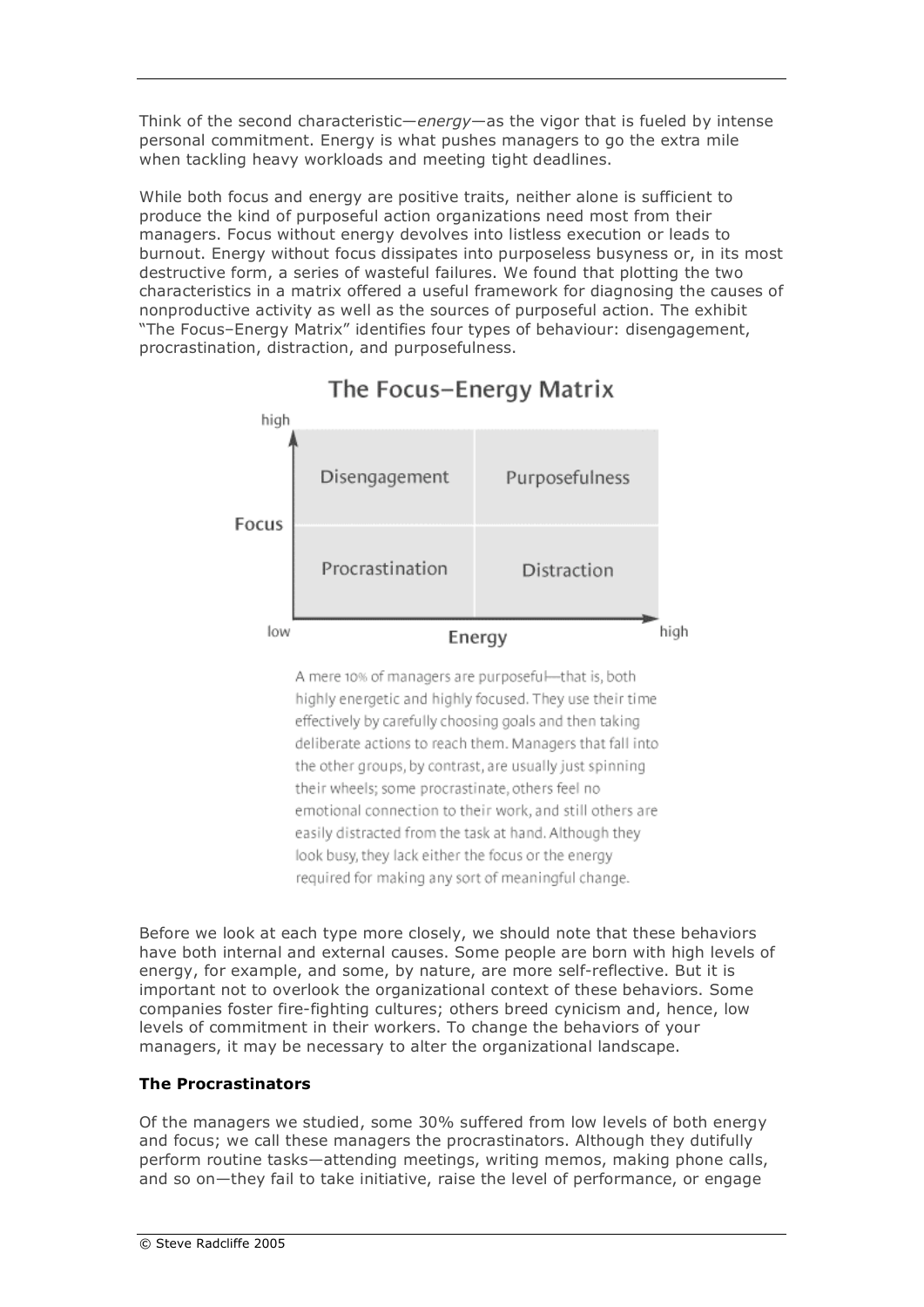Think of the second characteristic—*energy*—as the vigor that is fueled by intense personal commitment. Energy is what pushes managers to go the extra mile when tackling heavy workloads and meeting tight deadlines.

While both focus and energy are positive traits, neither alone is sufficient to produce the kind of purposeful action organizations need most from their managers. Focus without energy devolves into listless execution or leads to burnout. Energy without focus dissipates into purposeless busyness or, in its most destructive form, a series of wasteful failures. We found that plotting the two characteristics in a matrix offered a useful framework for diagnosing the causes of nonproductive activity as well as the sources of purposeful action. The exhibit "The Focus–Energy Matrix" identifies four types of behaviour: disengagement, procrastination, distraction, and purposefulness.

The Focus–Energy Matrix

high

Focus

low

Energy

high

Disengagement

Purposefulness

Procrastination

Distraction

A mere 10% of managers are purposeful—that is, both highly energetic and highly focused. They use their time effectively by carefully choosing goals and then taking deliberate actions to reach them. Managers that fall into the other groups, by contrast, are usually just spinning their wheels; some procrastinate, others feel no emotional connection to their work, and still others are easily distracted from the task at hand. Although they look busy, they lack either the focus or the energy required for making any sort of meaningful change.

Before we look at each type more closely, we should note that these behaviors have both internal and external causes. Some people are born with high levels of energy, for example, and some, by nature, are more self-reflective. But it is important not to overlook the organizational context of these behaviors. Some companies foster fire-fighting cultures; others breed cynicism and, hence, low levels of commitment in their workers. To change the behaviors of your managers, it may be necessary to alter the organizational landscape.

**The Procrastinators**

Of the managers we studied, some 30% suffered from low levels of both energy and focus; we call these managers the procrastinators. Although they dutifully perform routine tasks—attending meetings, writing memos, making phone calls, and so on—they fail to take initiative, raise the level of performance, or engage

© Steve Radcliffe 2005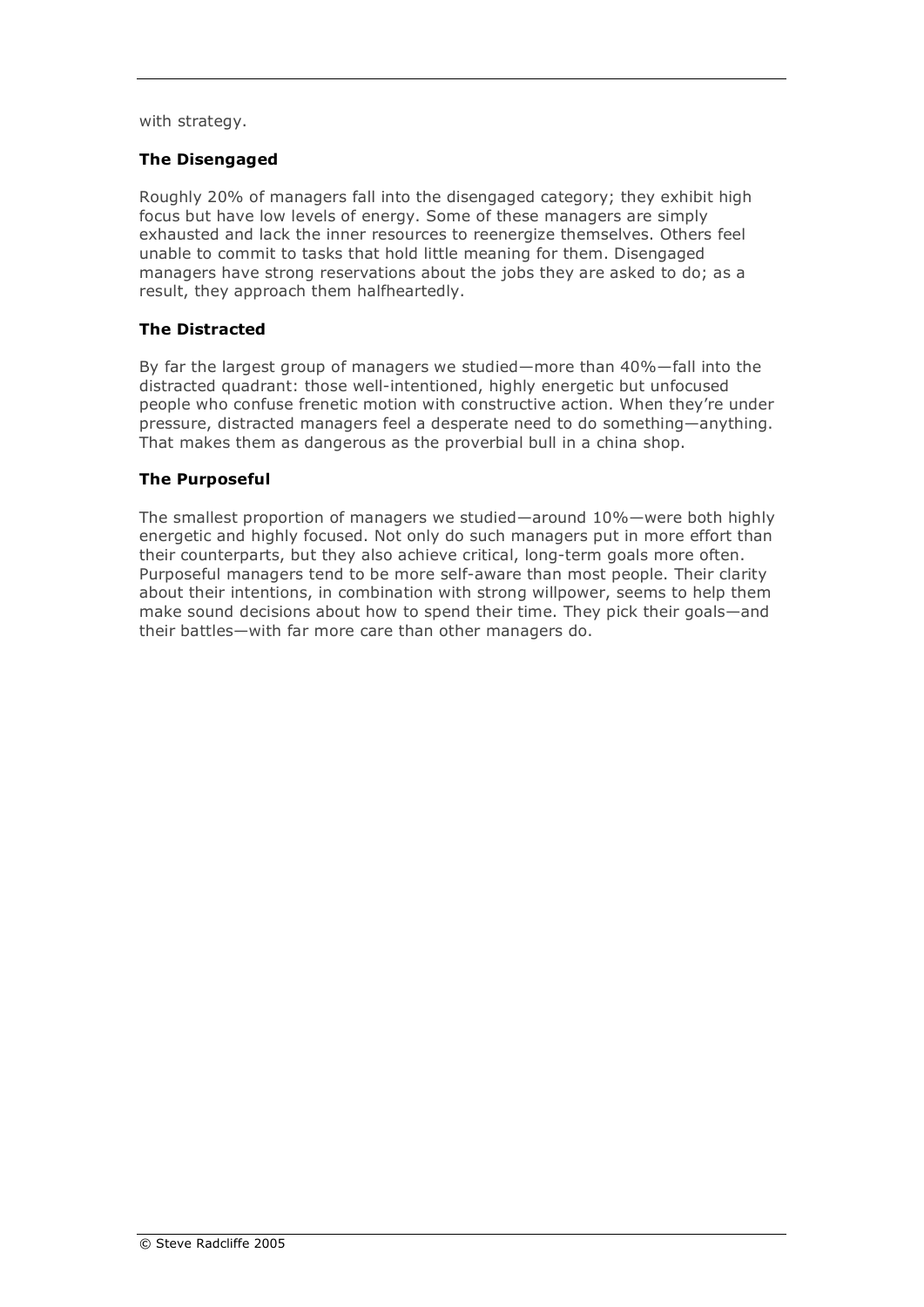with strategy.

**The Disengaged**

Roughly 20% of managers fall into the disengaged category; they exhibit high focus but have low levels of energy. Some of these managers are simply exhausted and lack the inner resources to reenergize themselves. Others feel unable to commit to tasks that hold little meaning for them. Disengaged managers have strong reservations about the jobs they are asked to do; as a result, they approach them halfheartedly.

**The Distracted**

By far the largest group of managers we studied—more than 40%—fall into the distracted quadrant: those well-intentioned, highly energetic but unfocused people who confuse frenetic motion with constructive action. When they're under pressure, distracted managers feel a desperate need to do something—anything. That makes them as dangerous as the proverbial bull in a china shop.

**The Purposeful**

The smallest proportion of managers we studied—around 10%—were both highly energetic and highly focused. Not only do such managers put in more effort than their counterparts, but they also achieve critical, long-term goals more often. Purposeful managers tend to be more self-aware than most people. Their clarity about their intentions, in combination with strong willpower, seems to help them make sound decisions about how to spend their time. They pick their goals—and their battles—with far more care than other managers do.